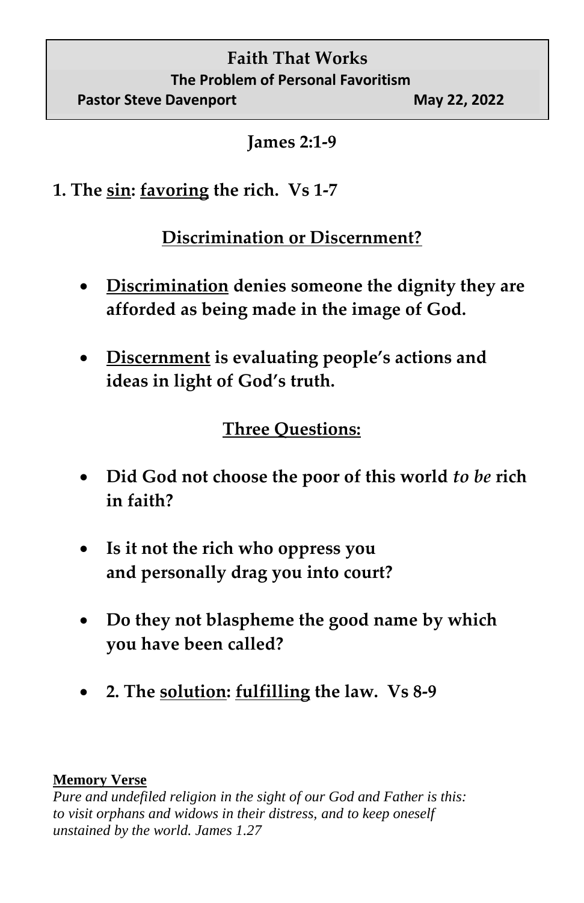# Faith That Works

## The Problem of Personal Favoritism

**Pastor Steve Davenport** **May 22, 2022**

**James 2:1-9**

**1. The <u>sin</u>: <u>favoring</u> the rich. Vs 1-7**

**<u>Discrimination or Discernment?</u>**

- **<u>Discrimination</u> denies someone the dignity they are afforded as being made in the image of God.**
- **<u>Discernment</u> is evaluating people's actions and ideas in light of God's truth.**

**<u>Three Questions:</u>**

- **Did God not choose the poor of this world *to be* rich in faith?**
- **Is it not the rich who oppress you and personally drag you into court?**
- **Do they not blaspheme the good name by which you have been called?**
- **2. The <u>solution</u>: <u>fulfilling</u> the law. Vs 8-9**

**<u>Memory Verse</u>**

*Pure and undefiled religion in the sight of our God and Father is this: to visit orphans and widows in their distress, and to keep oneself unstained by the world. James 1.27*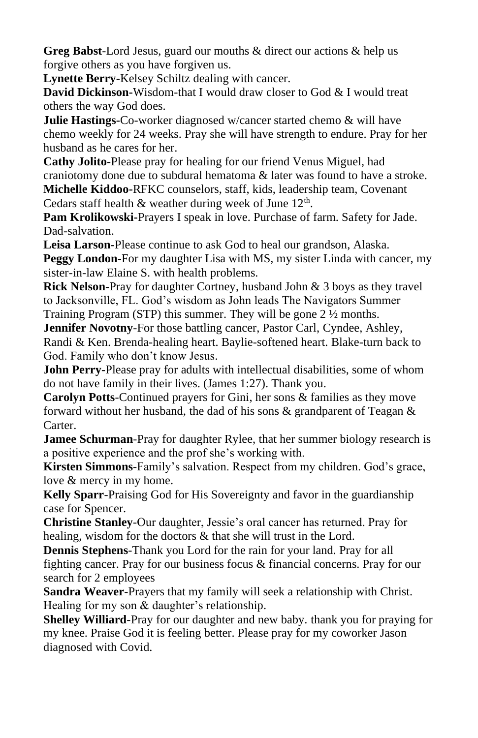**Greg Babst**-Lord Jesus, guard our mouths & direct our actions & help us forgive others as you have forgiven us.

**Lynette Berry**-Kelsey Schiltz dealing with cancer.

**David Dickinson**-Wisdom-that I would draw closer to God & I would treat others the way God does.

**Julie Hastings**-Co-worker diagnosed w/cancer started chemo & will have chemo weekly for 24 weeks. Pray she will have strength to endure. Pray for her husband as he cares for her.

**Cathy Jolito**-Please pray for healing for our friend Venus Miguel, had craniotomy done due to subdural hematoma & later was found to have a stroke.

**Michelle Kiddoo**-RFKC counselors, staff, kids, leadership team, Covenant Cedars staff health & weather during week of June 12th.

**Pam Krolikowski**-Prayers I speak in love. Purchase of farm. Safety for Jade. Dad-salvation.

**Leisa Larson**-Please continue to ask God to heal our grandson, Alaska.

**Peggy London**-For my daughter Lisa with MS, my sister Linda with cancer, my sister-in-law Elaine S. with health problems.

**Rick Nelson**-Pray for daughter Cortney, husband John & 3 boys as they travel to Jacksonville, FL. God's wisdom as John leads The Navigators Summer Training Program (STP) this summer. They will be gone 2 ½ months.

**Jennifer Novotny**-For those battling cancer, Pastor Carl, Cyndee, Ashley, Randi & Ken. Brenda-healing heart. Baylie-softened heart. Blake-turn back to God. Family who don't know Jesus.

**John Perry**-Please pray for adults with intellectual disabilities, some of whom do not have family in their lives. (James 1:27). Thank you.

**Carolyn Potts**-Continued prayers for Gini, her sons & families as they move forward without her husband, the dad of his sons & grandparent of Teagan & Carter.

**Jamee Schurman**-Pray for daughter Rylee, that her summer biology research is a positive experience and the prof she's working with.

**Kirsten Simmons**-Family's salvation. Respect from my children. God's grace, love & mercy in my home.

**Kelly Sparr**-Praising God for His Sovereignty and favor in the guardianship case for Spencer.

**Christine Stanley**-Our daughter, Jessie's oral cancer has returned. Pray for healing, wisdom for the doctors & that she will trust in the Lord.

**Dennis Stephens**-Thank you Lord for the rain for your land. Pray for all fighting cancer. Pray for our business focus & financial concerns. Pray for our search for 2 employees

**Sandra Weaver**-Prayers that my family will seek a relationship with Christ. Healing for my son & daughter's relationship.

**Shelley Williard**-Pray for our daughter and new baby. thank you for praying for my knee. Praise God it is feeling better. Please pray for my coworker Jason diagnosed with Covid.